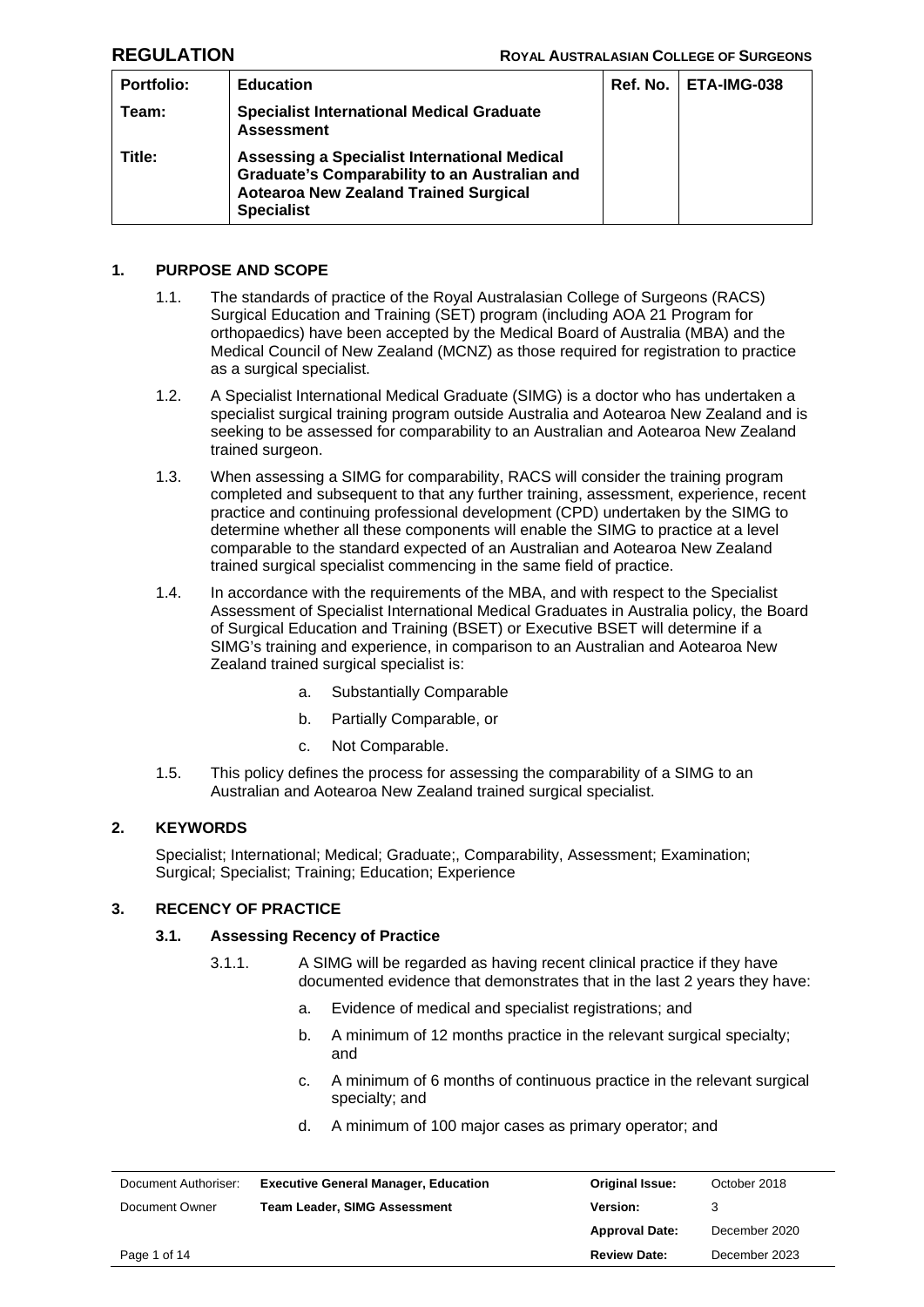**REGULATION** **ROYAL AUSTRALASIAN COLLEGE OF SURGEONS**

| | | | |
|---|---|---|---|
| **Portfolio:** | **Education** | **Ref. No.** | **ETA-IMG-038** |
| **Team:** | **Specialist International Medical Graduate Assessment** | | |
| **Title:** | **Assessing a Specialist International Medical Graduate's Comparability to an Australian and Aotearoa New Zealand Trained Surgical Specialist** | | |

## 1. PURPOSE AND SCOPE

1.1. The standards of practice of the Royal Australasian College of Surgeons (RACS) Surgical Education and Training (SET) program (including AOA 21 Program for orthopaedics) have been accepted by the Medical Board of Australia (MBA) and the Medical Council of New Zealand (MCNZ) as those required for registration to practice as a surgical specialist.

1.2. A Specialist International Medical Graduate (SIMG) is a doctor who has undertaken a specialist surgical training program outside Australia and Aotearoa New Zealand and is seeking to be assessed for comparability to an Australian and Aotearoa New Zealand trained surgeon.

1.3. When assessing a SIMG for comparability, RACS will consider the training program completed and subsequent to that any further training, assessment, experience, recent practice and continuing professional development (CPD) undertaken by the SIMG to determine whether all these components will enable the SIMG to practice at a level comparable to the standard expected of an Australian and Aotearoa New Zealand trained surgical specialist commencing in the same field of practice.

1.4. In accordance with the requirements of the MBA, and with respect to the Specialist Assessment of Specialist International Medical Graduates in Australia policy, the Board of Surgical Education and Training (BSET) or Executive BSET will determine if a SIMG's training and experience, in comparison to an Australian and Aotearoa New Zealand trained surgical specialist is:

a. Substantially Comparable

b. Partially Comparable, or

c. Not Comparable.

1.5. This policy defines the process for assessing the comparability of a SIMG to an Australian and Aotearoa New Zealand trained surgical specialist.

## 2. KEYWORDS

Specialist; International; Medical; Graduate;, Comparability, Assessment; Examination; Surgical; Specialist; Training; Education; Experience

## 3. RECENCY OF PRACTICE

### 3.1. Assessing Recency of Practice

3.1.1. A SIMG will be regarded as having recent clinical practice if they have documented evidence that demonstrates that in the last 2 years they have:

a. Evidence of medical and specialist registrations; and

b. A minimum of 12 months practice in the relevant surgical specialty; and

c. A minimum of 6 months of continuous practice in the relevant surgical specialty; and

d. A minimum of 100 major cases as primary operator; and

| | | | |
|---|---|---|---|
| Document Authoriser: | **Executive General Manager, Education** | **Original Issue:** | October 2018 |
| Document Owner | **Team Leader, SIMG Assessment** | **Version:** | 3 |
| | | **Approval Date:** | December 2020 |
| | | **Review Date:** | December 2023 |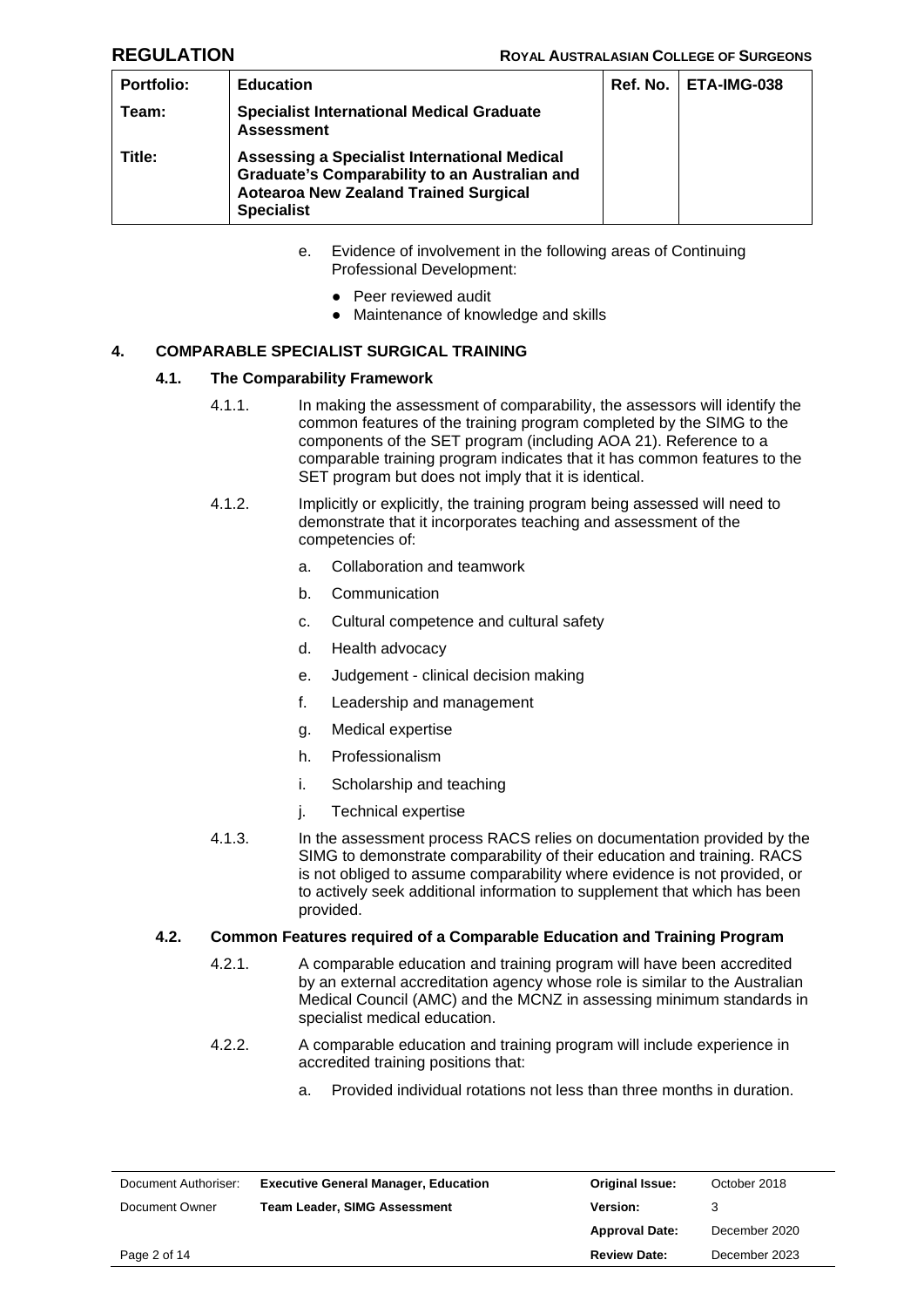e. Evidence of involvement in the following areas of Continuing Professional Development:

- Peer reviewed audit
- Maintenance of knowledge and skills

## 4. COMPARABLE SPECIALIST SURGICAL TRAINING

### 4.1. The Comparability Framework

4.1.1. In making the assessment of comparability, the assessors will identify the common features of the training program completed by the SIMG to the components of the SET program (including AOA 21). Reference to a comparable training program indicates that it has common features to the SET program but does not imply that it is identical.

4.1.2. Implicitly or explicitly, the training program being assessed will need to demonstrate that it incorporates teaching and assessment of the competencies of:

a. Collaboration and teamwork

b. Communication

c. Cultural competence and cultural safety

d. Health advocacy

e. Judgement - clinical decision making

f. Leadership and management

g. Medical expertise

h. Professionalism

i. Scholarship and teaching

j. Technical expertise

4.1.3. In the assessment process RACS relies on documentation provided by the SIMG to demonstrate comparability of their education and training. RACS is not obliged to assume comparability where evidence is not provided, or to actively seek additional information to supplement that which has been provided.

### 4.2. Common Features required of a Comparable Education and Training Program

4.2.1. A comparable education and training program will have been accredited by an external accreditation agency whose role is similar to the Australian Medical Council (AMC) and the MCNZ in assessing minimum standards in specialist medical education.

4.2.2. A comparable education and training program will include experience in accredited training positions that:

a. Provided individual rotations not less than three months in duration.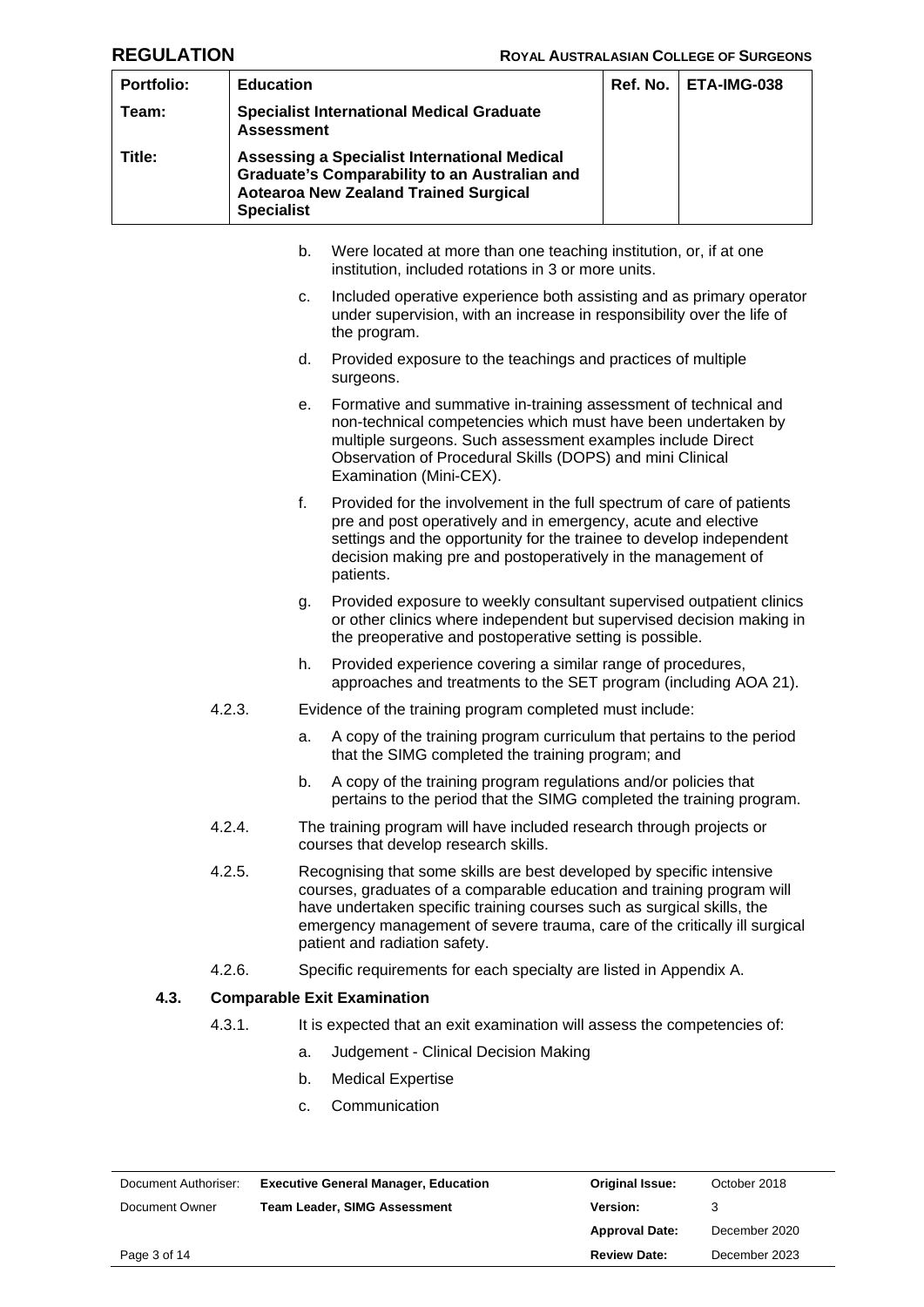b. Were located at more than one teaching institution, or, if at one institution, included rotations in 3 or more units.

c. Included operative experience both assisting and as primary operator under supervision, with an increase in responsibility over the life of the program.

d. Provided exposure to the teachings and practices of multiple surgeons.

e. Formative and summative in-training assessment of technical and non-technical competencies which must have been undertaken by multiple surgeons. Such assessment examples include Direct Observation of Procedural Skills (DOPS) and mini Clinical Examination (Mini-CEX).

f. Provided for the involvement in the full spectrum of care of patients pre and post operatively and in emergency, acute and elective settings and the opportunity for the trainee to develop independent decision making pre and postoperatively in the management of patients.

g. Provided exposure to weekly consultant supervised outpatient clinics or other clinics where independent but supervised decision making in the preoperative and postoperative setting is possible.

h. Provided experience covering a similar range of procedures, approaches and treatments to the SET program (including AOA 21).

4.2.3. Evidence of the training program completed must include:

a. A copy of the training program curriculum that pertains to the period that the SIMG completed the training program; and

b. A copy of the training program regulations and/or policies that pertains to the period that the SIMG completed the training program.

4.2.4. The training program will have included research through projects or courses that develop research skills.

4.2.5. Recognising that some skills are best developed by specific intensive courses, graduates of a comparable education and training program will have undertaken specific training courses such as surgical skills, the emergency management of severe trauma, care of the critically ill surgical patient and radiation safety.

4.2.6. Specific requirements for each specialty are listed in Appendix A.

### 4.3. Comparable Exit Examination

4.3.1. It is expected that an exit examination will assess the competencies of:

a. Judgement - Clinical Decision Making

b. Medical Expertise

c. Communication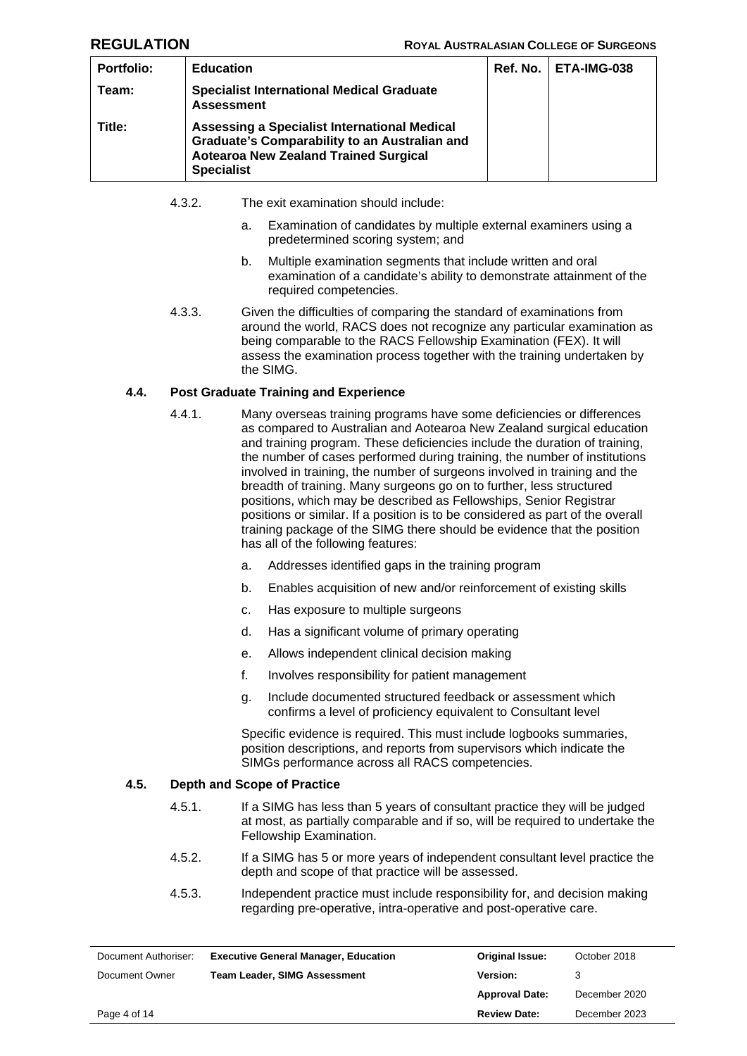4.3.2. The exit examination should include:

a. Examination of candidates by multiple external examiners using a predetermined scoring system; and

b. Multiple examination segments that include written and oral examination of a candidate's ability to demonstrate attainment of the required competencies.

4.3.3. Given the difficulties of comparing the standard of examinations from around the world, RACS does not recognize any particular examination as being comparable to the RACS Fellowship Examination (FEX). It will assess the examination process together with the training undertaken by the SIMG.

### 4.4. Post Graduate Training and Experience

4.4.1. Many overseas training programs have some deficiencies or differences as compared to Australian and Aotearoa New Zealand surgical education and training program. These deficiencies include the duration of training, the number of cases performed during training, the number of institutions involved in training, the number of surgeons involved in training and the breadth of training. Many surgeons go on to further, less structured positions, which may be described as Fellowships, Senior Registrar positions or similar. If a position is to be considered as part of the overall training package of the SIMG there should be evidence that the position has all of the following features:

a. Addresses identified gaps in the training program

b. Enables acquisition of new and/or reinforcement of existing skills

c. Has exposure to multiple surgeons

d. Has a significant volume of primary operating

e. Allows independent clinical decision making

f. Involves responsibility for patient management

g. Include documented structured feedback or assessment which confirms a level of proficiency equivalent to Consultant level

Specific evidence is required. This must include logbooks summaries, position descriptions, and reports from supervisors which indicate the SIMGs performance across all RACS competencies.

### 4.5. Depth and Scope of Practice

4.5.1. If a SIMG has less than 5 years of consultant practice they will be judged at most, as partially comparable and if so, will be required to undertake the Fellowship Examination.

4.5.2. If a SIMG has 5 or more years of independent consultant level practice the depth and scope of that practice will be assessed.

4.5.3. Independent practice must include responsibility for, and decision making regarding pre-operative, intra-operative and post-operative care.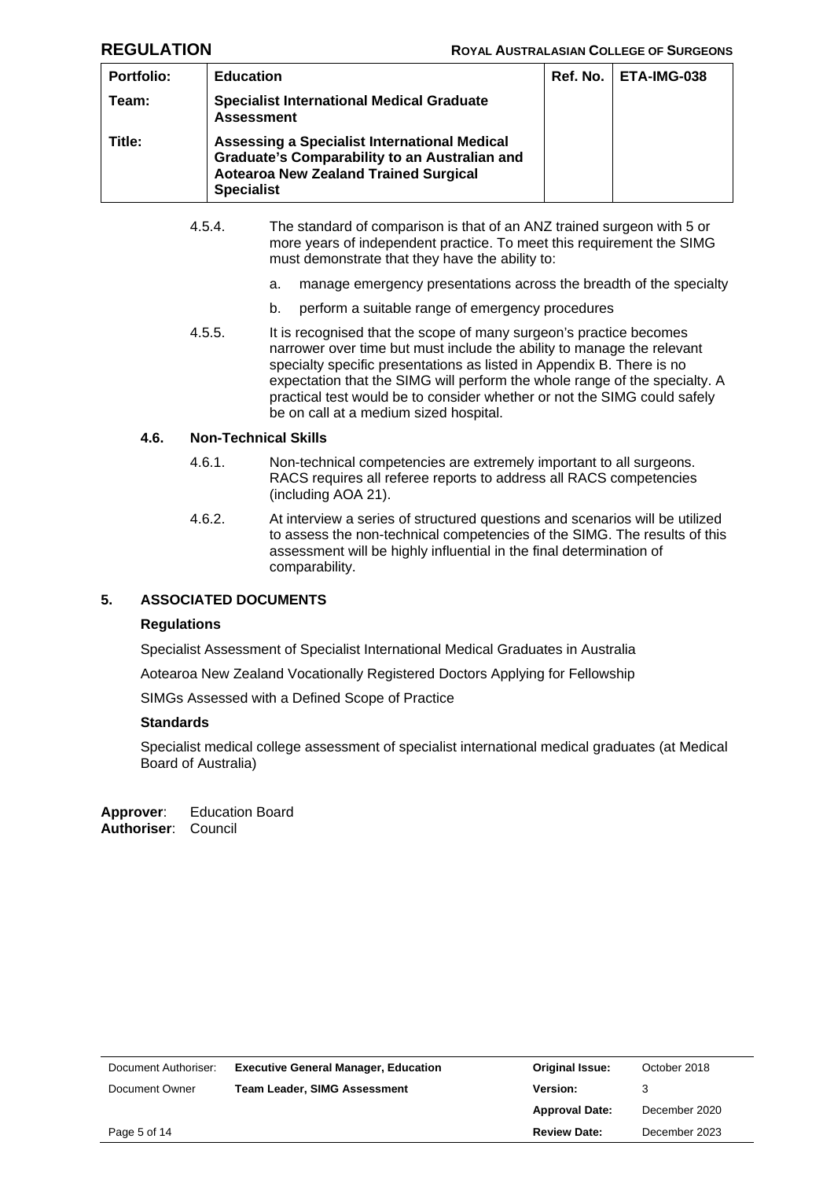4.5.4. The standard of comparison is that of an ANZ trained surgeon with 5 or more years of independent practice. To meet this requirement the SIMG must demonstrate that they have the ability to:

a. manage emergency presentations across the breadth of the specialty

b. perform a suitable range of emergency procedures

4.5.5. It is recognised that the scope of many surgeon's practice becomes narrower over time but must include the ability to manage the relevant specialty specific presentations as listed in Appendix B. There is no expectation that the SIMG will perform the whole range of the specialty. A practical test would be to consider whether or not the SIMG could safely be on call at a medium sized hospital.

### 4.6. Non-Technical Skills

4.6.1. Non-technical competencies are extremely important to all surgeons. RACS requires all referee reports to address all RACS competencies (including AOA 21).

4.6.2. At interview a series of structured questions and scenarios will be utilized to assess the non-technical competencies of the SIMG. The results of this assessment will be highly influential in the final determination of comparability.

## 5. ASSOCIATED DOCUMENTS

**Regulations**

Specialist Assessment of Specialist International Medical Graduates in Australia

Aotearoa New Zealand Vocationally Registered Doctors Applying for Fellowship

SIMGs Assessed with a Defined Scope of Practice

**Standards**

Specialist medical college assessment of specialist international medical graduates (at Medical Board of Australia)

**Approver**: Education Board
**Authoriser**: Council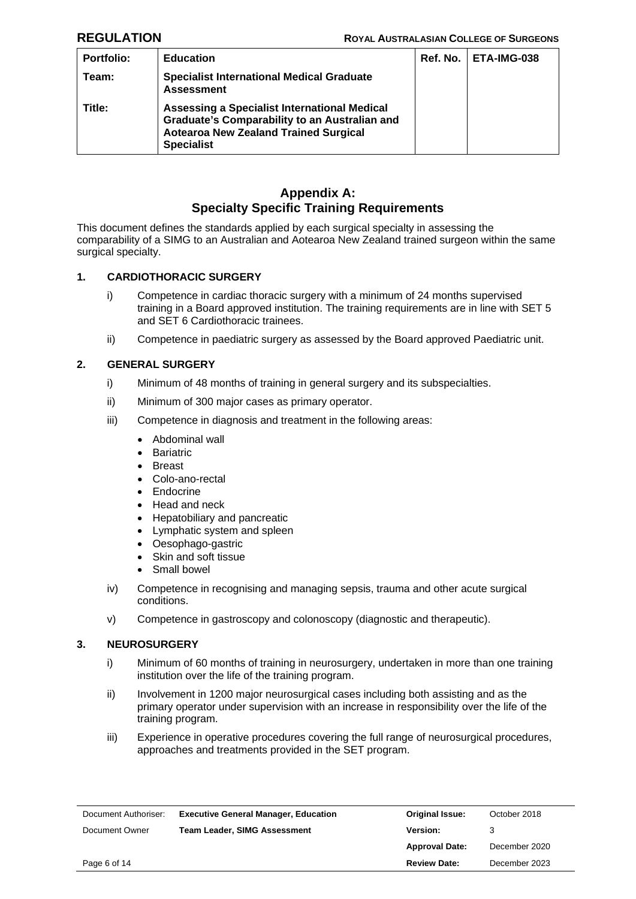| Portfolio: | Education | Ref. No. | ETA-IMG-038 |
| --- | --- | --- | --- |
| Team: | Specialist International Medical Graduate Assessment | | |
| Title: | Assessing a Specialist International Medical Graduate's Comparability to an Australian and Aotearoa New Zealand Trained Surgical Specialist | | |

## Appendix A: Specialty Specific Training Requirements

This document defines the standards applied by each surgical specialty in assessing the comparability of a SIMG to an Australian and Aotearoa New Zealand trained surgeon within the same surgical specialty.

### 1. CARDIOTHORACIC SURGERY

i) Competence in cardiac thoracic surgery with a minimum of 24 months supervised training in a Board approved institution. The training requirements are in line with SET 5 and SET 6 Cardiothoracic trainees.

ii) Competence in paediatric surgery as assessed by the Board approved Paediatric unit.

### 2. GENERAL SURGERY

i) Minimum of 48 months of training in general surgery and its subspecialties.

ii) Minimum of 300 major cases as primary operator.

iii) Competence in diagnosis and treatment in the following areas:

- Abdominal wall
- Bariatric
- Breast
- Colo-ano-rectal
- Endocrine
- Head and neck
- Hepatobiliary and pancreatic
- Lymphatic system and spleen
- Oesophago-gastric
- Skin and soft tissue
- Small bowel

iv) Competence in recognising and managing sepsis, trauma and other acute surgical conditions.

v) Competence in gastroscopy and colonoscopy (diagnostic and therapeutic).

### 3. NEUROSURGERY

i) Minimum of 60 months of training in neurosurgery, undertaken in more than one training institution over the life of the training program.

ii) Involvement in 1200 major neurosurgical cases including both assisting and as the primary operator under supervision with an increase in responsibility over the life of the training program.

iii) Experience in operative procedures covering the full range of neurosurgical procedures, approaches and treatments provided in the SET program.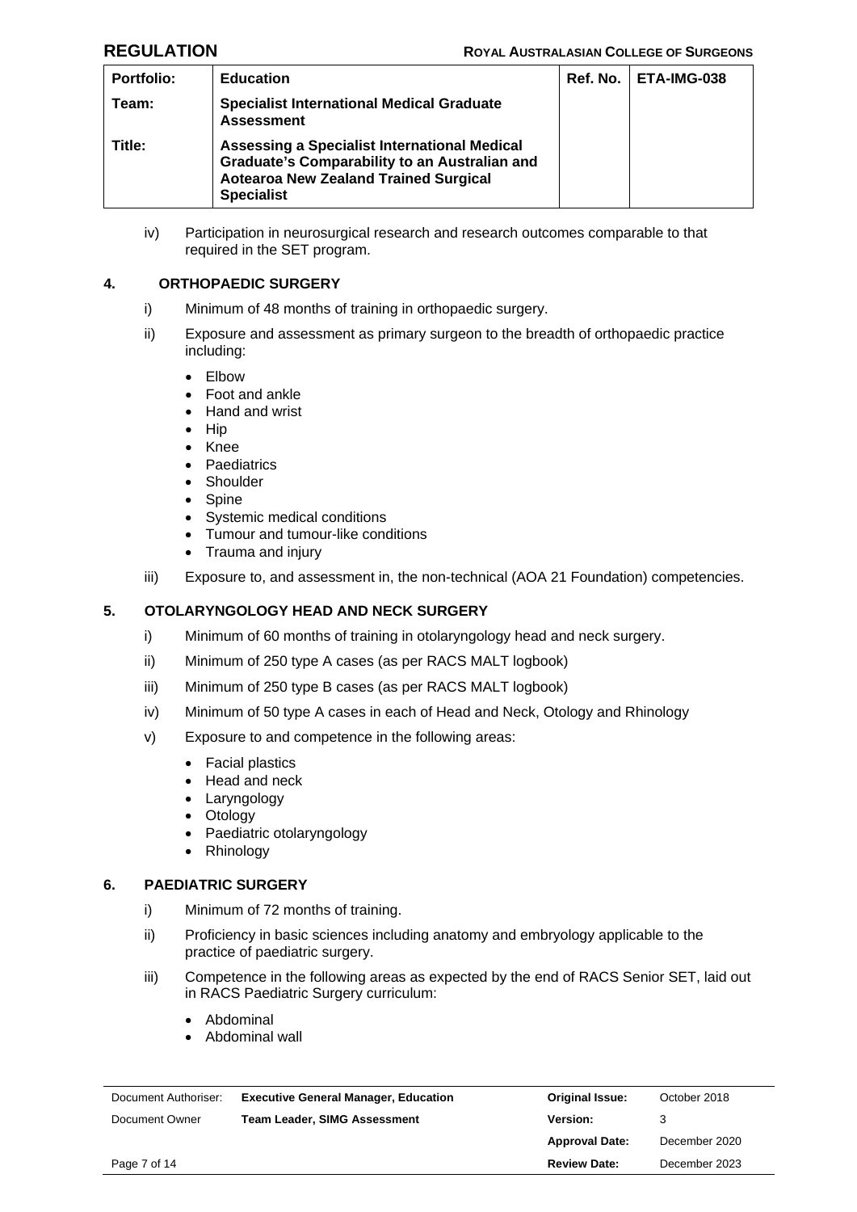iv) Participation in neurosurgical research and research outcomes comparable to that required in the SET program.

## 4. ORTHOPAEDIC SURGERY

i) Minimum of 48 months of training in orthopaedic surgery.

ii) Exposure and assessment as primary surgeon to the breadth of orthopaedic practice including:

- Elbow
- Foot and ankle
- Hand and wrist
- Hip
- Knee
- Paediatrics
- Shoulder
- Spine
- Systemic medical conditions
- Tumour and tumour-like conditions
- Trauma and injury

iii) Exposure to, and assessment in, the non-technical (AOA 21 Foundation) competencies.

## 5. OTOLARYNGOLOGY HEAD AND NECK SURGERY

i) Minimum of 60 months of training in otolaryngology head and neck surgery.

ii) Minimum of 250 type A cases (as per RACS MALT logbook)

iii) Minimum of 250 type B cases (as per RACS MALT logbook)

iv) Minimum of 50 type A cases in each of Head and Neck, Otology and Rhinology

v) Exposure to and competence in the following areas:

- Facial plastics
- Head and neck
- Laryngology
- Otology
- Paediatric otolaryngology
- Rhinology

## 6. PAEDIATRIC SURGERY

i) Minimum of 72 months of training.

ii) Proficiency in basic sciences including anatomy and embryology applicable to the practice of paediatric surgery.

iii) Competence in the following areas as expected by the end of RACS Senior SET, laid out in RACS Paediatric Surgery curriculum:

- Abdominal
- Abdominal wall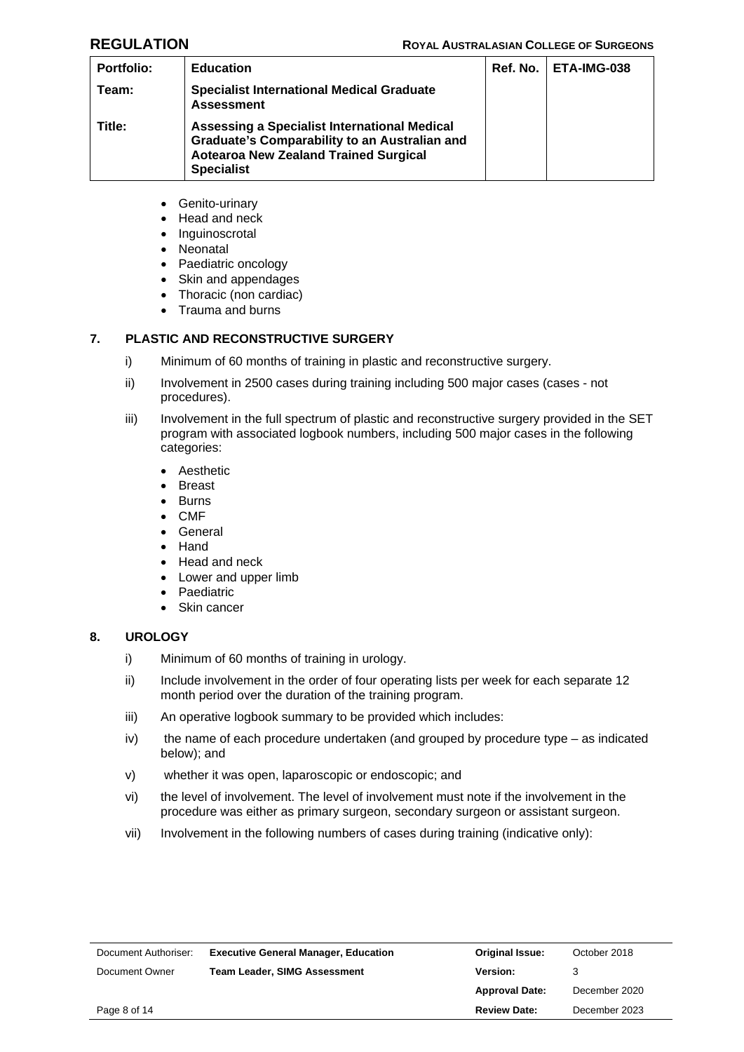- Genito-urinary
- Head and neck
- Inguinoscrotal
- Neonatal
- Paediatric oncology
- Skin and appendages
- Thoracic (non cardiac)
- Trauma and burns

## 7. PLASTIC AND RECONSTRUCTIVE SURGERY

i) Minimum of 60 months of training in plastic and reconstructive surgery.

ii) Involvement in 2500 cases during training including 500 major cases (cases - not procedures).

iii) Involvement in the full spectrum of plastic and reconstructive surgery provided in the SET program with associated logbook numbers, including 500 major cases in the following categories:

- Aesthetic
- Breast
- Burns
- CMF
- General
- Hand
- Head and neck
- Lower and upper limb
- Paediatric
- Skin cancer

## 8. UROLOGY

i) Minimum of 60 months of training in urology.

ii) Include involvement in the order of four operating lists per week for each separate 12 month period over the duration of the training program.

iii) An operative logbook summary to be provided which includes:

iv) the name of each procedure undertaken (and grouped by procedure type – as indicated below); and

v) whether it was open, laparoscopic or endoscopic; and

vi) the level of involvement. The level of involvement must note if the involvement in the procedure was either as primary surgeon, secondary surgeon or assistant surgeon.

vii) Involvement in the following numbers of cases during training (indicative only):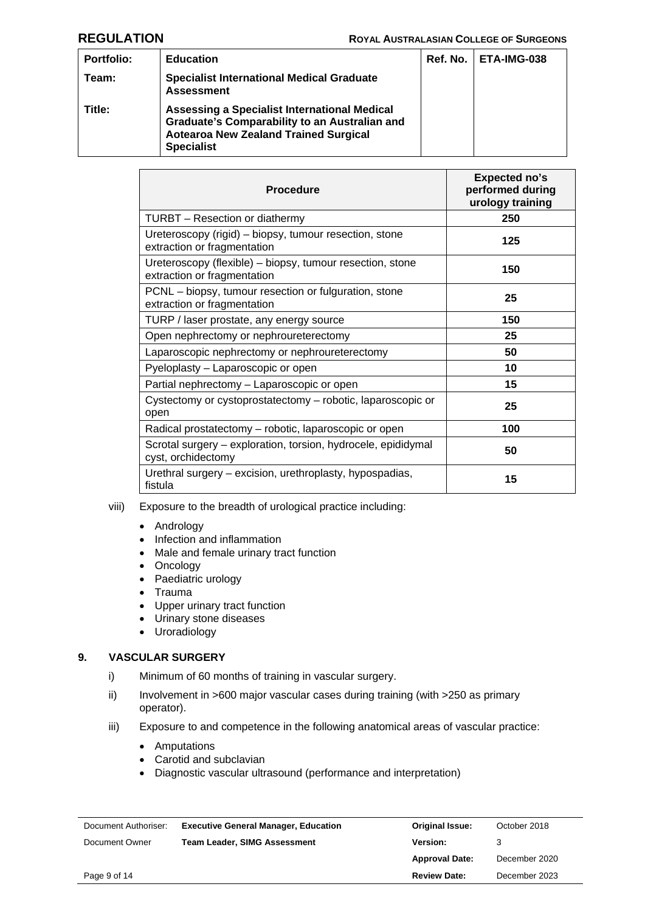| Procedure | Expected no's performed during urology training |
|---|---|
| TURBT – Resection or diathermy | **250** |
| Ureteroscopy (rigid) – biopsy, tumour resection, stone extraction or fragmentation | **125** |
| Ureteroscopy (flexible) – biopsy, tumour resection, stone extraction or fragmentation | **150** |
| PCNL – biopsy, tumour resection or fulguration, stone extraction or fragmentation | **25** |
| TURP / laser prostate, any energy source | **150** |
| Open nephrectomy or nephroureterectomy | **25** |
| Laparoscopic nephrectomy or nephroureterectomy | **50** |
| Pyeloplasty – Laparoscopic or open | **10** |
| Partial nephrectomy – Laparoscopic or open | **15** |
| Cystectomy or cystoprostatectomy – robotic, laparoscopic or open | **25** |
| Radical prostatectomy – robotic, laparoscopic or open | **100** |
| Scrotal surgery – exploration, torsion, hydrocele, epididymal cyst, orchidectomy | **50** |
| Urethral surgery – excision, urethroplasty, hypospadias, fistula | **15** |

viii) Exposure to the breadth of urological practice including:

- Andrology
- Infection and inflammation
- Male and female urinary tract function
- Oncology
- Paediatric urology
- Trauma
- Upper urinary tract function
- Urinary stone diseases
- Uroradiology

## 9. VASCULAR SURGERY

i) Minimum of 60 months of training in vascular surgery.

ii) Involvement in >600 major vascular cases during training (with >250 as primary operator).

iii) Exposure to and competence in the following anatomical areas of vascular practice:

- Amputations
- Carotid and subclavian
- Diagnostic vascular ultrasound (performance and interpretation)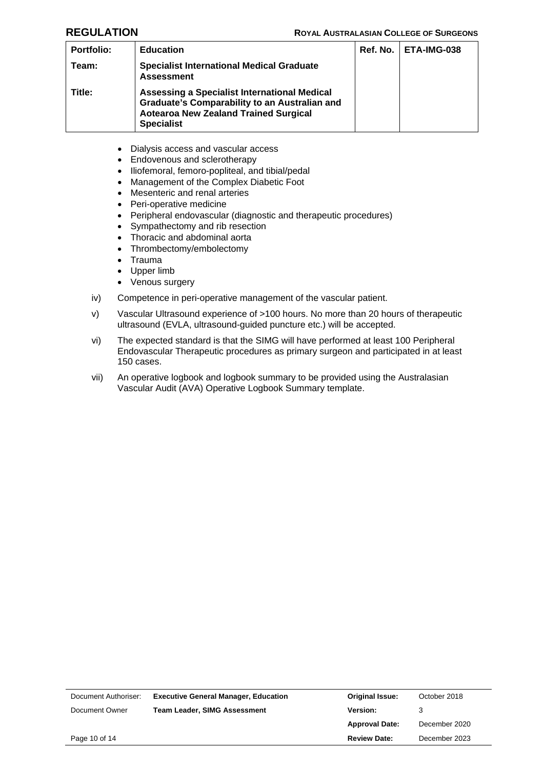- Dialysis access and vascular access
- Endovenous and sclerotherapy
- Iliofemoral, femoro-popliteal, and tibial/pedal
- Management of the Complex Diabetic Foot
- Mesenteric and renal arteries
- Peri-operative medicine
- Peripheral endovascular (diagnostic and therapeutic procedures)
- Sympathectomy and rib resection
- Thoracic and abdominal aorta
- Thrombectomy/embolectomy
- Trauma
- Upper limb
- Venous surgery

iv) Competence in peri-operative management of the vascular patient.

v) Vascular Ultrasound experience of >100 hours. No more than 20 hours of therapeutic ultrasound (EVLA, ultrasound-guided puncture etc.) will be accepted.

vi) The expected standard is that the SIMG will have performed at least 100 Peripheral Endovascular Therapeutic procedures as primary surgeon and participated in at least 150 cases.

vii) An operative logbook and logbook summary to be provided using the Australasian Vascular Audit (AVA) Operative Logbook Summary template.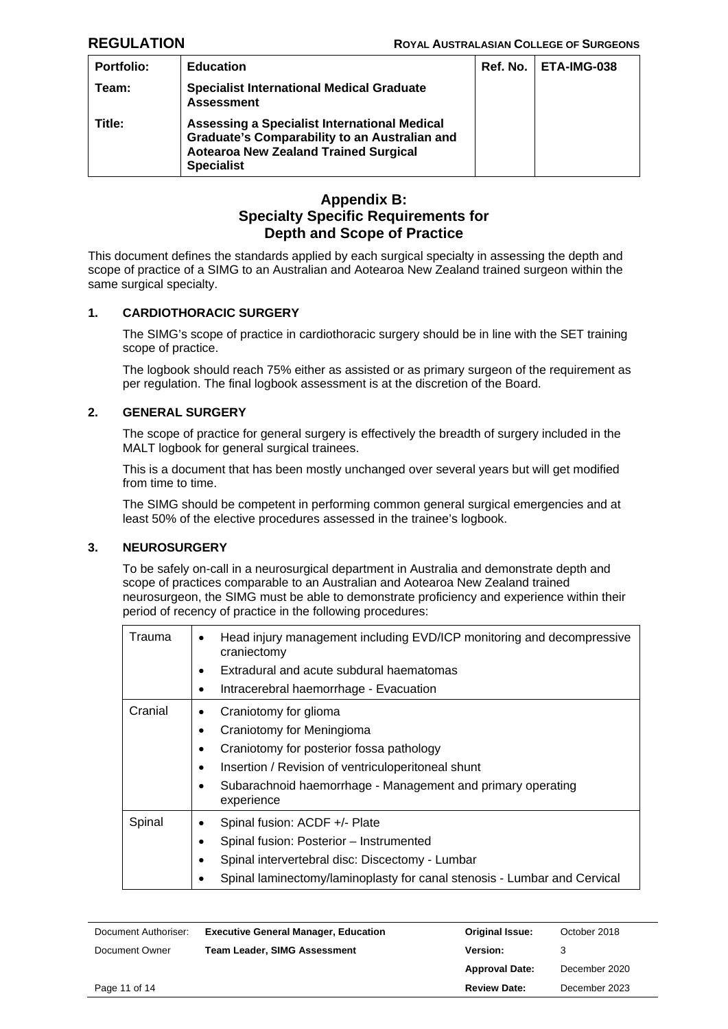| Portfolio: | Education | Ref. No. | ETA-IMG-038 |
|---|---|---|---|
| Team: | Specialist International Medical Graduate Assessment | | |
| Title: | Assessing a Specialist International Medical Graduate's Comparability to an Australian and Aotearoa New Zealand Trained Surgical Specialist | | |

## Appendix B: Specialty Specific Requirements for Depth and Scope of Practice

This document defines the standards applied by each surgical specialty in assessing the depth and scope of practice of a SIMG to an Australian and Aotearoa New Zealand trained surgeon within the same surgical specialty.

### 1. CARDIOTHORACIC SURGERY

The SIMG's scope of practice in cardiothoracic surgery should be in line with the SET training scope of practice.

The logbook should reach 75% either as assisted or as primary surgeon of the requirement as per regulation. The final logbook assessment is at the discretion of the Board.

### 2. GENERAL SURGERY

The scope of practice for general surgery is effectively the breadth of surgery included in the MALT logbook for general surgical trainees.

This is a document that has been mostly unchanged over several years but will get modified from time to time.

The SIMG should be competent in performing common general surgical emergencies and at least 50% of the elective procedures assessed in the trainee's logbook.

### 3. NEUROSURGERY

To be safely on-call in a neurosurgical department in Australia and demonstrate depth and scope of practices comparable to an Australian and Aotearoa New Zealand trained neurosurgeon, the SIMG must be able to demonstrate proficiency and experience within their period of recency of practice in the following procedures:

| | |
|---|---|
| Trauma | • Head injury management including EVD/ICP monitoring and decompressive craniectomy<br>• Extradural and acute subdural haematomas<br>• Intracerebral haemorrhage - Evacuation |
| Cranial | • Craniotomy for glioma<br>• Craniotomy for Meningioma<br>• Craniotomy for posterior fossa pathology<br>• Insertion / Revision of ventriculoperitoneal shunt<br>• Subarachnoid haemorrhage - Management and primary operating experience |
| Spinal | • Spinal fusion: ACDF +/- Plate<br>• Spinal fusion: Posterior – Instrumented<br>• Spinal intervertebral disc: Discectomy - Lumbar<br>• Spinal laminectomy/laminoplasty for canal stenosis - Lumbar and Cervical |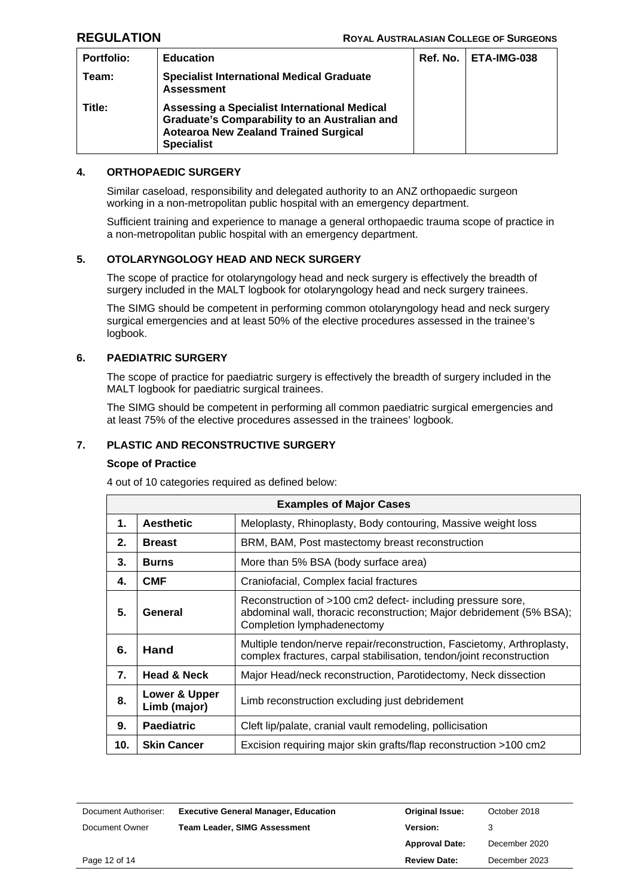## 4. ORTHOPAEDIC SURGERY

Similar caseload, responsibility and delegated authority to an ANZ orthopaedic surgeon working in a non-metropolitan public hospital with an emergency department.

Sufficient training and experience to manage a general orthopaedic trauma scope of practice in a non-metropolitan public hospital with an emergency department.

## 5. OTOLARYNGOLOGY HEAD AND NECK SURGERY

The scope of practice for otolaryngology head and neck surgery is effectively the breadth of surgery included in the MALT logbook for otolaryngology head and neck surgery trainees.

The SIMG should be competent in performing common otolaryngology head and neck surgery surgical emergencies and at least 50% of the elective procedures assessed in the trainee's logbook.

## 6. PAEDIATRIC SURGERY

The scope of practice for paediatric surgery is effectively the breadth of surgery included in the MALT logbook for paediatric surgical trainees.

The SIMG should be competent in performing all common paediatric surgical emergencies and at least 75% of the elective procedures assessed in the trainees' logbook.

## 7. PLASTIC AND RECONSTRUCTIVE SURGERY

**Scope of Practice**

4 out of 10 categories required as defined below:

| Examples of Major Cases | | |
|---|---|---|
| **1.** | **Aesthetic** | Meloplasty, Rhinoplasty, Body contouring, Massive weight loss |
| **2.** | **Breast** | BRM, BAM, Post mastectomy breast reconstruction |
| **3.** | **Burns** | More than 5% BSA (body surface area) |
| **4.** | **CMF** | Craniofacial, Complex facial fractures |
| **5.** | **General** | Reconstruction of >100 cm2 defect- including pressure sore, abdominal wall, thoracic reconstruction; Major debridement (5% BSA); Completion lymphadenectomy |
| **6.** | **Hand** | Multiple tendon/nerve repair/reconstruction, Fascietomy, Arthroplasty, complex fractures, carpal stabilisation, tendon/joint reconstruction |
| **7.** | **Head & Neck** | Major Head/neck reconstruction, Parotidectomy, Neck dissection |
| **8.** | **Lower & Upper Limb (major)** | Limb reconstruction excluding just debridement |
| **9.** | **Paediatric** | Cleft lip/palate, cranial vault remodeling, pollicisation |
| **10.** | **Skin Cancer** | Excision requiring major skin grafts/flap reconstruction >100 cm2 |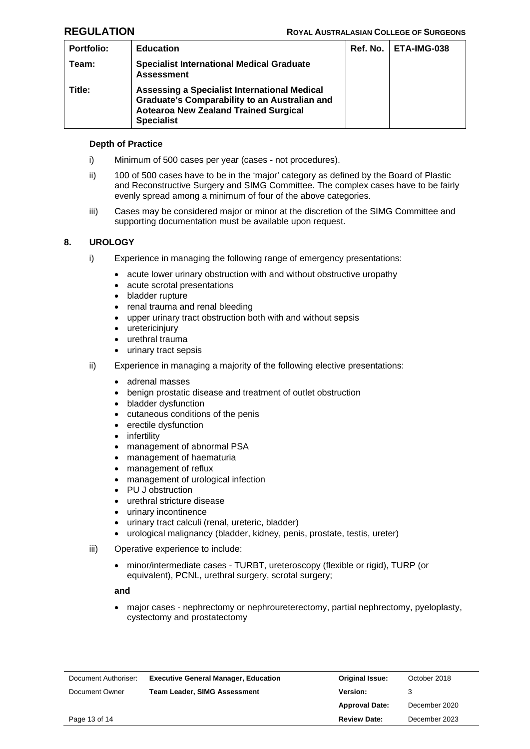**Depth of Practice**

i) Minimum of 500 cases per year (cases - not procedures).

ii) 100 of 500 cases have to be in the 'major' category as defined by the Board of Plastic and Reconstructive Surgery and SIMG Committee. The complex cases have to be fairly evenly spread among a minimum of four of the above categories.

iii) Cases may be considered major or minor at the discretion of the SIMG Committee and supporting documentation must be available upon request.

## 8. UROLOGY

i) Experience in managing the following range of emergency presentations:

- acute lower urinary obstruction with and without obstructive uropathy
- acute scrotal presentations
- bladder rupture
- renal trauma and renal bleeding
- upper urinary tract obstruction both with and without sepsis
- uretericinjury
- urethral trauma
- urinary tract sepsis

ii) Experience in managing a majority of the following elective presentations:

- adrenal masses
- benign prostatic disease and treatment of outlet obstruction
- bladder dysfunction
- cutaneous conditions of the penis
- erectile dysfunction
- infertility
- management of abnormal PSA
- management of haematuria
- management of reflux
- management of urological infection
- PU J obstruction
- urethral stricture disease
- urinary incontinence
- urinary tract calculi (renal, ureteric, bladder)
- urological malignancy (bladder, kidney, penis, prostate, testis, ureter)

iii) Operative experience to include:

- minor/intermediate cases - TURBT, ureteroscopy (flexible or rigid), TURP (or equivalent), PCNL, urethral surgery, scrotal surgery;

**and**

- major cases - nephrectomy or nephroureterectomy, partial nephrectomy, pyeloplasty, cystectomy and prostatectomy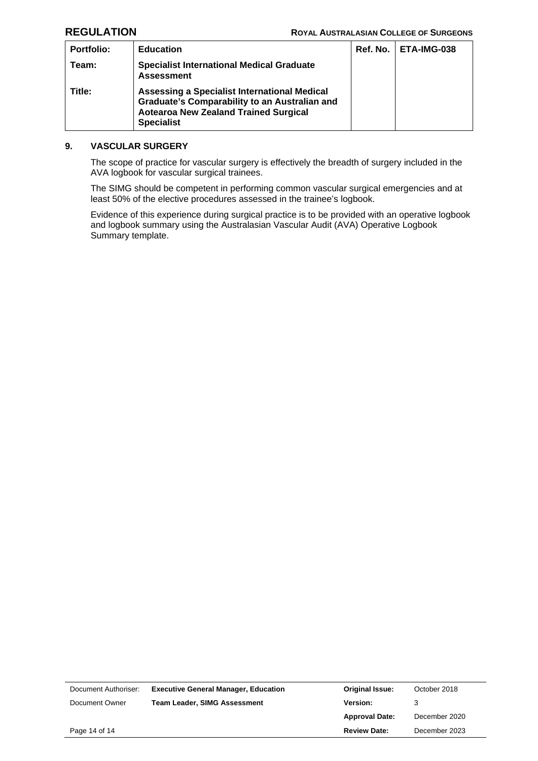## 9. VASCULAR SURGERY

The scope of practice for vascular surgery is effectively the breadth of surgery included in the AVA logbook for vascular surgical trainees.

The SIMG should be competent in performing common vascular surgical emergencies and at least 50% of the elective procedures assessed in the trainee's logbook.

Evidence of this experience during surgical practice is to be provided with an operative logbook and logbook summary using the Australasian Vascular Audit (AVA) Operative Logbook Summary template.